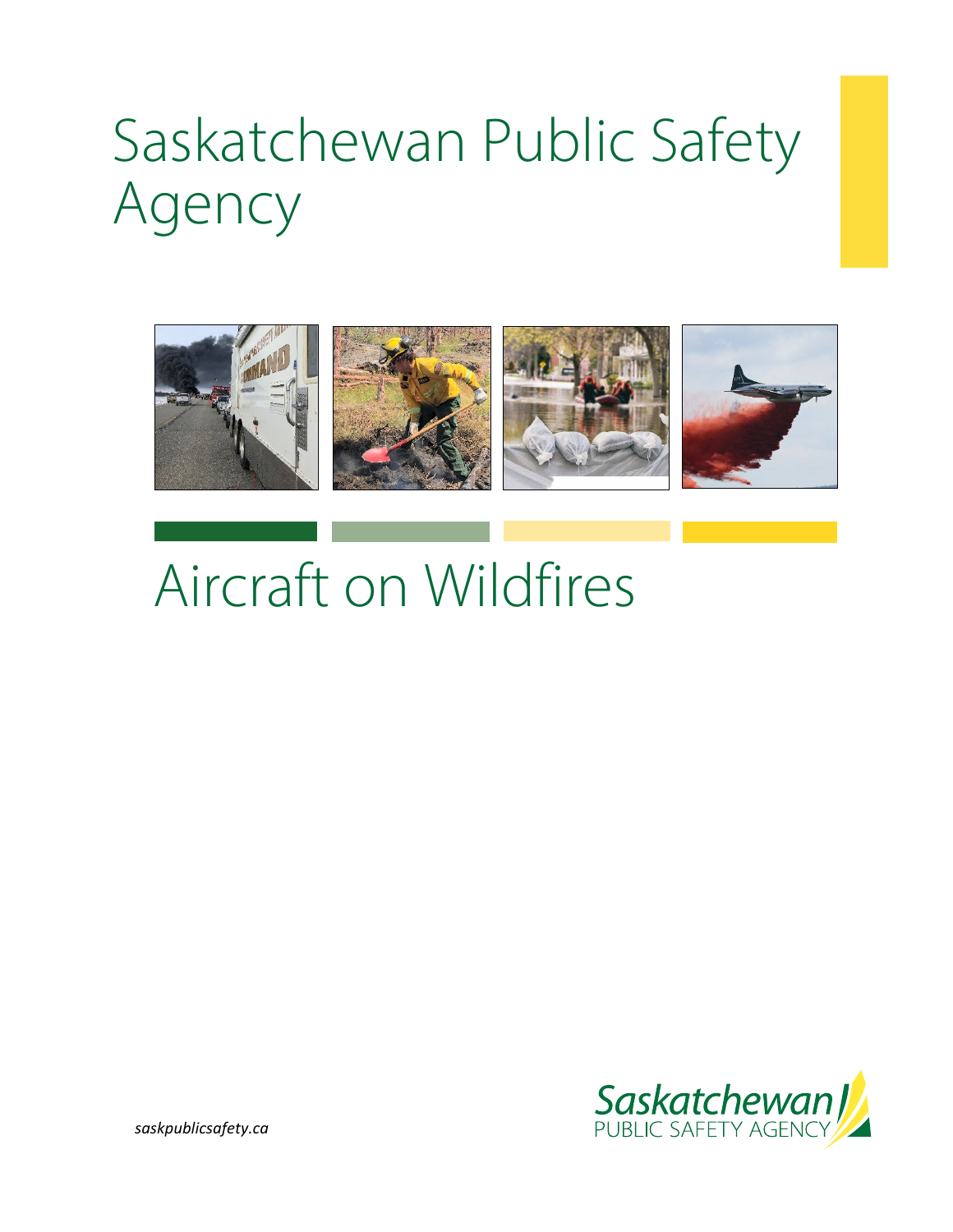# Saskatchewan Public Safety Agency

# Aircraft on Wildfires

*saskpublicsafety.ca*

Saskatchewan PUBLIC SAFETY AGENCY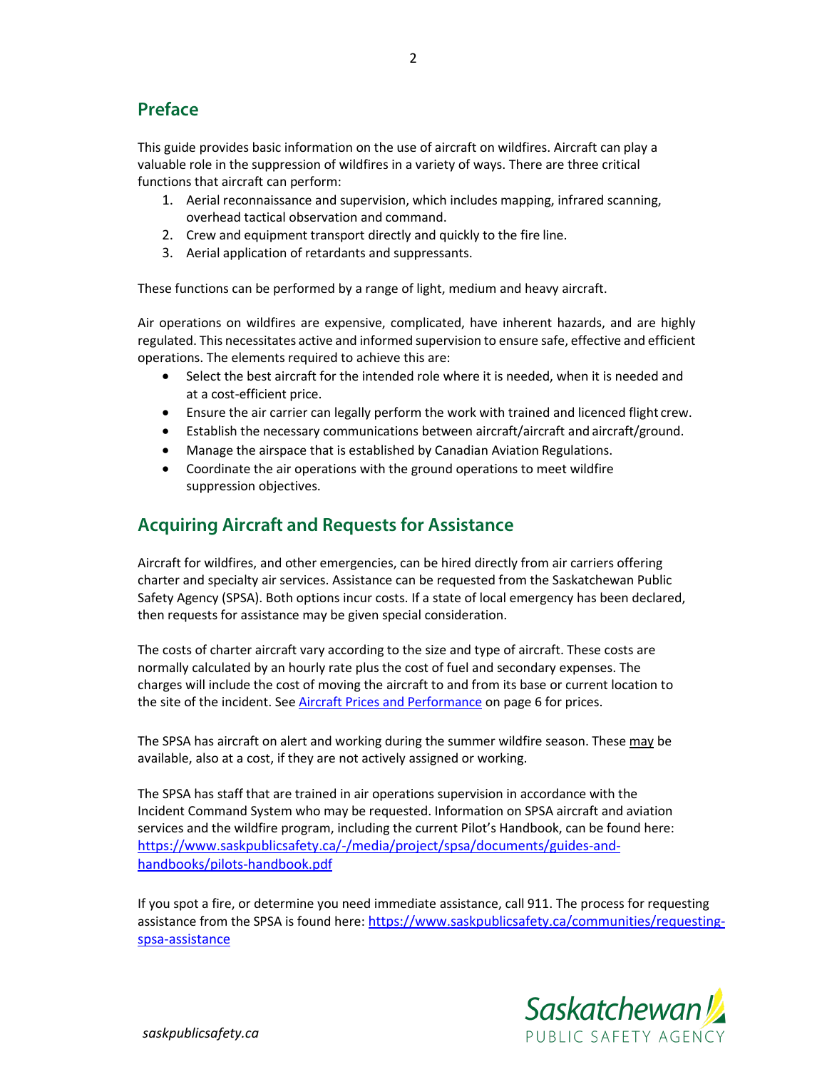## Preface

This guide provides basic information on the use of aircraft on wildfires. Aircraft can play a valuable role in the suppression of wildfires in a variety of ways. There are three critical functions that aircraft can perform:

1. Aerial reconnaissance and supervision, which includes mapping, infrared scanning, overhead tactical observation and command.
2. Crew and equipment transport directly and quickly to the fire line.
3. Aerial application of retardants and suppressants.

These functions can be performed by a range of light, medium and heavy aircraft.

Air operations on wildfires are expensive, complicated, have inherent hazards, and are highly regulated. This necessitates active and informed supervision to ensure safe, effective and efficient operations. The elements required to achieve this are:

- Select the best aircraft for the intended role where it is needed, when it is needed and at a cost-efficient price.
- Ensure the air carrier can legally perform the work with trained and licenced flight crew.
- Establish the necessary communications between aircraft/aircraft and aircraft/ground.
- Manage the airspace that is established by Canadian Aviation Regulations.
- Coordinate the air operations with the ground operations to meet wildfire suppression objectives.

## Acquiring Aircraft and Requests for Assistance

Aircraft for wildfires, and other emergencies, can be hired directly from air carriers offering charter and specialty air services. Assistance can be requested from the Saskatchewan Public Safety Agency (SPSA). Both options incur costs. If a state of local emergency has been declared, then requests for assistance may be given special consideration.

The costs of charter aircraft vary according to the size and type of aircraft. These costs are normally calculated by an hourly rate plus the cost of fuel and secondary expenses. The charges will include the cost of moving the aircraft to and from its base or current location to the site of the incident. See Aircraft Prices and Performance on page 6 for prices.

The SPSA has aircraft on alert and working during the summer wildfire season. These <u>may</u> be available, also at a cost, if they are not actively assigned or working.

The SPSA has staff that are trained in air operations supervision in accordance with the Incident Command System who may be requested. Information on SPSA aircraft and aviation services and the wildfire program, including the current Pilot's Handbook, can be found here: https://www.saskpublicsafety.ca/-/media/project/spsa/documents/guides-and-handbooks/pilots-handbook.pdf

If you spot a fire, or determine you need immediate assistance, call 911. The process for requesting assistance from the SPSA is found here: https://www.saskpublicsafety.ca/communities/requesting-spsa-assistance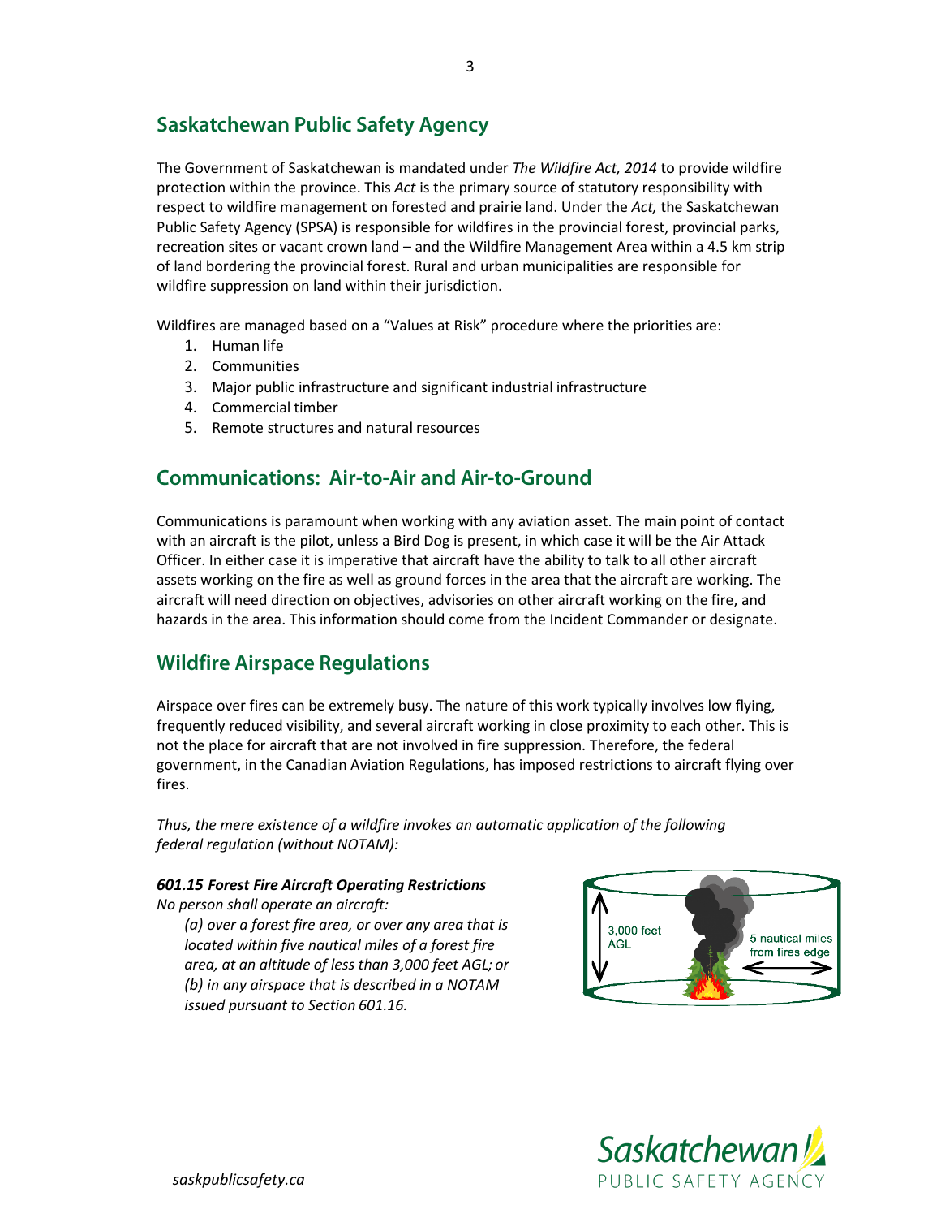## Saskatchewan Public Safety Agency

The Government of Saskatchewan is mandated under *The Wildfire Act, 2014* to provide wildfire protection within the province. This *Act* is the primary source of statutory responsibility with respect to wildfire management on forested and prairie land. Under the *Act,* the Saskatchewan Public Safety Agency (SPSA) is responsible for wildfires in the provincial forest, provincial parks, recreation sites or vacant crown land – and the Wildfire Management Area within a 4.5 km strip of land bordering the provincial forest. Rural and urban municipalities are responsible for wildfire suppression on land within their jurisdiction.

Wildfires are managed based on a "Values at Risk" procedure where the priorities are:

1. Human life
2. Communities
3. Major public infrastructure and significant industrial infrastructure
4. Commercial timber
5. Remote structures and natural resources

## Communications: Air-to-Air and Air-to-Ground

Communications is paramount when working with any aviation asset. The main point of contact with an aircraft is the pilot, unless a Bird Dog is present, in which case it will be the Air Attack Officer. In either case it is imperative that aircraft have the ability to talk to all other aircraft assets working on the fire as well as ground forces in the area that the aircraft are working. The aircraft will need direction on objectives, advisories on other aircraft working on the fire, and hazards in the area. This information should come from the Incident Commander or designate.

## Wildfire Airspace Regulations

Airspace over fires can be extremely busy. The nature of this work typically involves low flying, frequently reduced visibility, and several aircraft working in close proximity to each other. This is not the place for aircraft that are not involved in fire suppression. Therefore, the federal government, in the Canadian Aviation Regulations, has imposed restrictions to aircraft flying over fires.

*Thus, the mere existence of a wildfire invokes an automatic application of the following federal regulation (without NOTAM):*

***601.15 Forest Fire Aircraft Operating Restrictions***

*No person shall operate an aircraft:*

*(a) over a forest fire area, or over any area that is located within five nautical miles of a forest fire area, at an altitude of less than 3,000 feet AGL; or*

*(b) in any airspace that is described in a NOTAM issued pursuant to Section 601.16.*

3,000 feet AGL

5 nautical miles from fires edge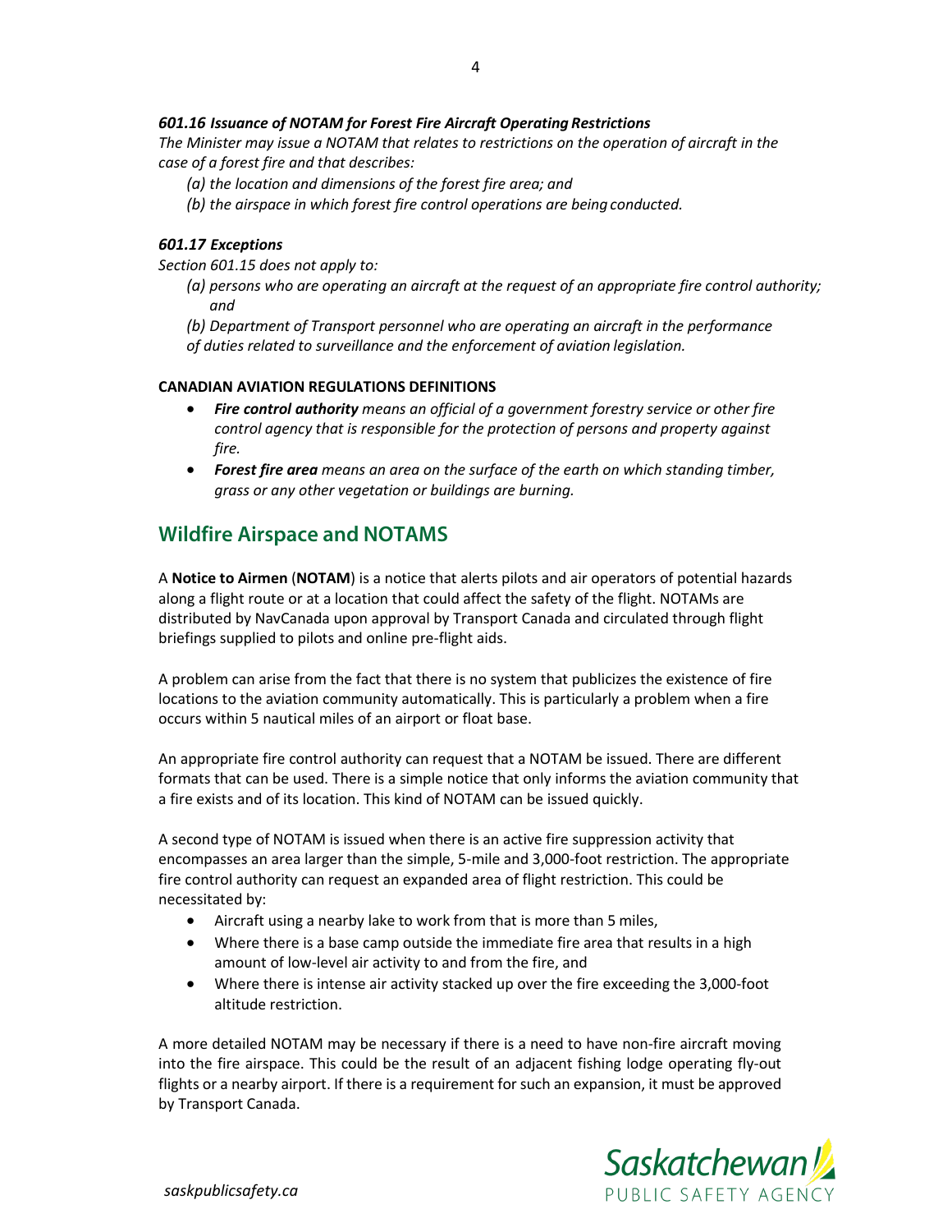***601.16 Issuance of NOTAM for Forest Fire Aircraft Operating Restrictions***

*The Minister may issue a NOTAM that relates to restrictions on the operation of aircraft in the case of a forest fire and that describes:*

*(a) the location and dimensions of the forest fire area; and*

*(b) the airspace in which forest fire control operations are being conducted.*

***601.17 Exceptions***

*Section 601.15 does not apply to:*

*(a) persons who are operating an aircraft at the request of an appropriate fire control authority; and*

*(b) Department of Transport personnel who are operating an aircraft in the performance of duties related to surveillance and the enforcement of aviation legislation.*

**CANADIAN AVIATION REGULATIONS DEFINITIONS**

- ***Fire control authority*** *means an official of a government forestry service or other fire control agency that is responsible for the protection of persons and property against fire.*
- ***Forest fire area*** *means an area on the surface of the earth on which standing timber, grass or any other vegetation or buildings are burning.*

## Wildfire Airspace and NOTAMS

A **Notice to Airmen** (**NOTAM**) is a notice that alerts pilots and air operators of potential hazards along a flight route or at a location that could affect the safety of the flight. NOTAMs are distributed by NavCanada upon approval by Transport Canada and circulated through flight briefings supplied to pilots and online pre-flight aids.

A problem can arise from the fact that there is no system that publicizes the existence of fire locations to the aviation community automatically. This is particularly a problem when a fire occurs within 5 nautical miles of an airport or float base.

An appropriate fire control authority can request that a NOTAM be issued. There are different formats that can be used. There is a simple notice that only informs the aviation community that a fire exists and of its location. This kind of NOTAM can be issued quickly.

A second type of NOTAM is issued when there is an active fire suppression activity that encompasses an area larger than the simple, 5-mile and 3,000-foot restriction. The appropriate fire control authority can request an expanded area of flight restriction. This could be necessitated by:

- Aircraft using a nearby lake to work from that is more than 5 miles,
- Where there is a base camp outside the immediate fire area that results in a high amount of low-level air activity to and from the fire, and
- Where there is intense air activity stacked up over the fire exceeding the 3,000-foot altitude restriction.

A more detailed NOTAM may be necessary if there is a need to have non-fire aircraft moving into the fire airspace. This could be the result of an adjacent fishing lodge operating fly-out flights or a nearby airport. If there is a requirement for such an expansion, it must be approved by Transport Canada.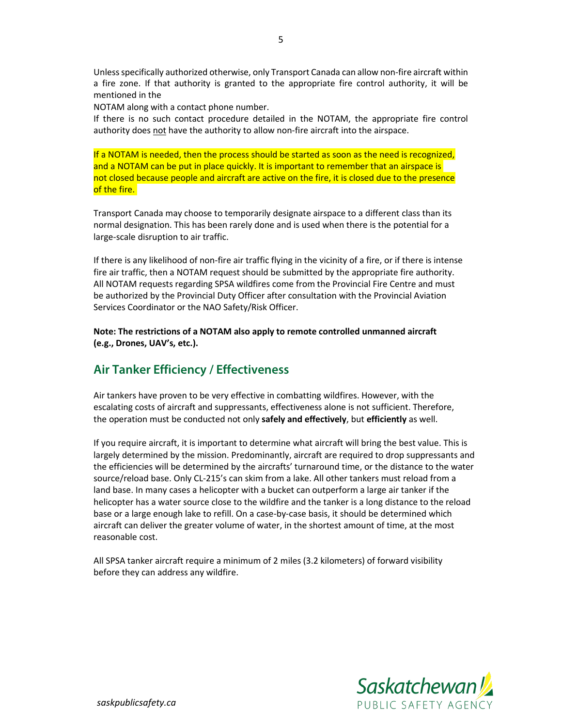Unless specifically authorized otherwise, only Transport Canada can allow non-fire aircraft within a fire zone. If that authority is granted to the appropriate fire control authority, it will be mentioned in the
NOTAM along with a contact phone number.
If there is no such contact procedure detailed in the NOTAM, the appropriate fire control authority does not have the authority to allow non-fire aircraft into the airspace.

If a NOTAM is needed, then the process should be started as soon as the need is recognized, and a NOTAM can be put in place quickly. It is important to remember that an airspace is not closed because people and aircraft are active on the fire, it is closed due to the presence of the fire.

Transport Canada may choose to temporarily designate airspace to a different class than its normal designation. This has been rarely done and is used when there is the potential for a large-scale disruption to air traffic.

If there is any likelihood of non-fire air traffic flying in the vicinity of a fire, or if there is intense fire air traffic, then a NOTAM request should be submitted by the appropriate fire authority. All NOTAM requests regarding SPSA wildfires come from the Provincial Fire Centre and must be authorized by the Provincial Duty Officer after consultation with the Provincial Aviation Services Coordinator or the NAO Safety/Risk Officer.

**Note: The restrictions of a NOTAM also apply to remote controlled unmanned aircraft (e.g., Drones, UAV's, etc.).**

## Air Tanker Efficiency / Effectiveness

Air tankers have proven to be very effective in combatting wildfires. However, with the escalating costs of aircraft and suppressants, effectiveness alone is not sufficient. Therefore, the operation must be conducted not only **safely and effectively**, but **efficiently** as well.

If you require aircraft, it is important to determine what aircraft will bring the best value. This is largely determined by the mission. Predominantly, aircraft are required to drop suppressants and the efficiencies will be determined by the aircrafts' turnaround time, or the distance to the water source/reload base. Only CL-215's can skim from a lake. All other tankers must reload from a land base. In many cases a helicopter with a bucket can outperform a large air tanker if the helicopter has a water source close to the wildfire and the tanker is a long distance to the reload base or a large enough lake to refill. On a case-by-case basis, it should be determined which aircraft can deliver the greater volume of water, in the shortest amount of time, at the most reasonable cost.

All SPSA tanker aircraft require a minimum of 2 miles (3.2 kilometers) of forward visibility before they can address any wildfire.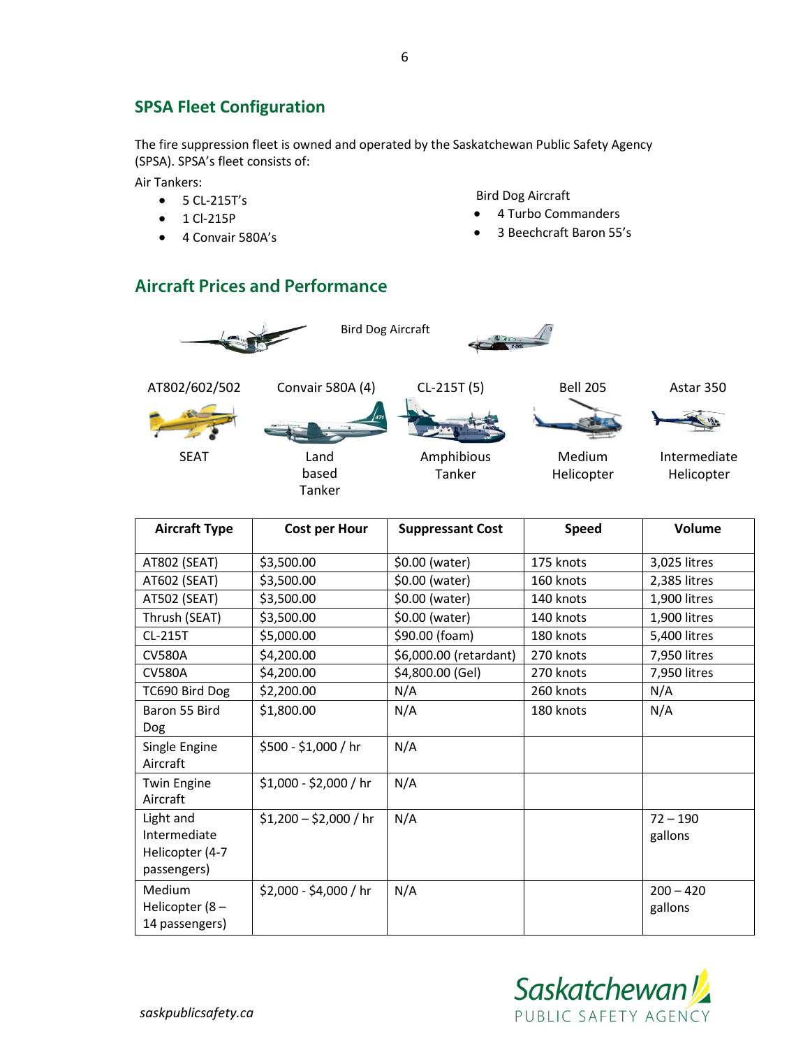## SPSA Fleet Configuration

The fire suppression fleet is owned and operated by the Saskatchewan Public Safety Agency (SPSA). SPSA's fleet consists of:

Air Tankers:

- 5 CL-215T's
- 1 Cl-215P
- 4 Convair 580A's

Bird Dog Aircraft

- 4 Turbo Commanders
- 3 Beechcraft Baron 55's

## Aircraft Prices and Performance

Bird Dog Aircraft

| AT802/602/502 | Convair 580A (4) | CL-215T (5) | Bell 205 | Astar 350 |
|---|---|---|---|---|
| SEAT | Land based Tanker | Amphibious Tanker | Medium Helicopter | Intermediate Helicopter |

| Aircraft Type | Cost per Hour | Suppressant Cost | Speed | Volume |
|---|---|---|---|---|
| AT802 (SEAT) | $3,500.00 | $0.00 (water) | 175 knots | 3,025 litres |
| AT602 (SEAT) | $3,500.00 | $0.00 (water) | 160 knots | 2,385 litres |
| AT502 (SEAT) | $3,500.00 | $0.00 (water) | 140 knots | 1,900 litres |
| Thrush (SEAT) | $3,500.00 | $0.00 (water) | 140 knots | 1,900 litres |
| CL-215T | $5,000.00 | $90.00 (foam) | 180 knots | 5,400 litres |
| CV580A | $4,200.00 | $6,000.00 (retardant) | 270 knots | 7,950 litres |
| CV580A | $4,200.00 | $4,800.00 (Gel) | 270 knots | 7,950 litres |
| TC690 Bird Dog | $2,200.00 | N/A | 260 knots | N/A |
| Baron 55 Bird Dog | $1,800.00 | N/A | 180 knots | N/A |
| Single Engine Aircraft | $500 - $1,000 / hr | N/A | | |
| Twin Engine Aircraft | $1,000 - $2,000 / hr | N/A | | |
| Light and Intermediate Helicopter (4-7 passengers) | $1,200 – $2,000 / hr | N/A | | 72 – 190 gallons |
| Medium Helicopter (8 – 14 passengers) | $2,000 - $4,000 / hr | N/A | | 200 – 420 gallons |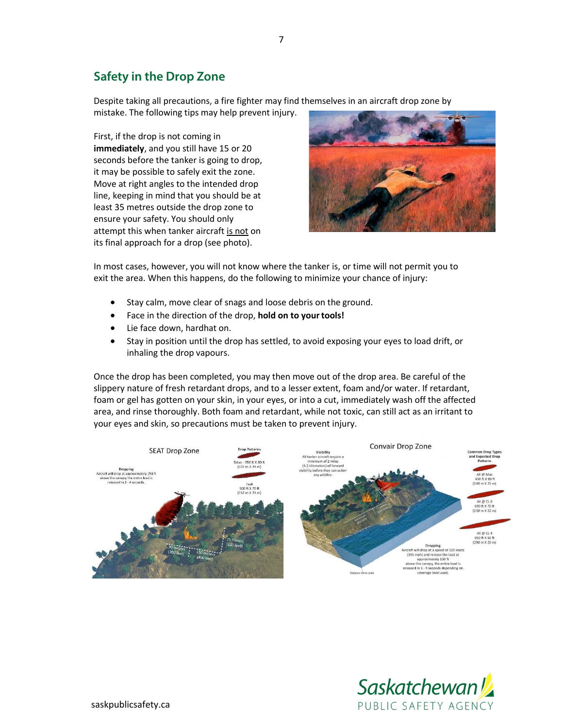## Safety in the Drop Zone

Despite taking all precautions, a fire fighter may find themselves in an aircraft drop zone by mistake. The following tips may help prevent injury.

First, if the drop is not coming in **immediately**, and you still have 15 or 20 seconds before the tanker is going to drop, it may be possible to safely exit the zone. Move at right angles to the intended drop line, keeping in mind that you should be at least 35 metres outside the drop zone to ensure your safety. You should only attempt this when tanker aircraft is not on its final approach for a drop (see photo).

In most cases, however, you will not know where the tanker is, or time will not permit you to exit the area. When this happens, do the following to minimize your chance of injury:

- Stay calm, move clear of snags and loose debris on the ground.
- Face in the direction of the drop, **hold on to your tools!**
- Lie face down, hardhat on.
- Stay in position until the drop has settled, to avoid exposing your eyes to load drift, or inhaling the drop vapours.

Once the drop has been completed, you may then move out of the drop area. Be careful of the slippery nature of fresh retardant drops, and to a lesser extent, foam and/or water. If retardant, foam or gel has gotten on your skin, in your eyes, or into a cut, immediately wash off the affected area, and rinse thoroughly. Both foam and retardant, while not toxic, can still act as an irritant to your eyes and skin, so precautions must be taken to prevent injury.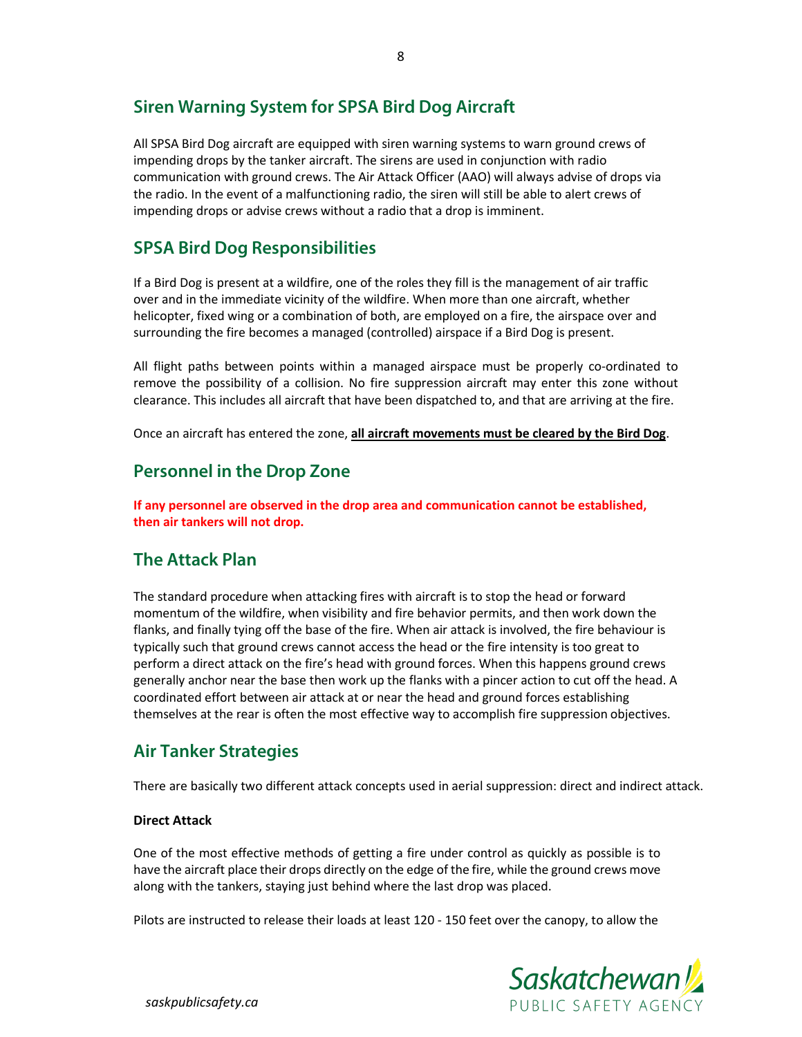## Siren Warning System for SPSA Bird Dog Aircraft

All SPSA Bird Dog aircraft are equipped with siren warning systems to warn ground crews of impending drops by the tanker aircraft. The sirens are used in conjunction with radio communication with ground crews. The Air Attack Officer (AAO) will always advise of drops via the radio. In the event of a malfunctioning radio, the siren will still be able to alert crews of impending drops or advise crews without a radio that a drop is imminent.

## SPSA Bird Dog Responsibilities

If a Bird Dog is present at a wildfire, one of the roles they fill is the management of air traffic over and in the immediate vicinity of the wildfire. When more than one aircraft, whether helicopter, fixed wing or a combination of both, are employed on a fire, the airspace over and surrounding the fire becomes a managed (controlled) airspace if a Bird Dog is present.

All flight paths between points within a managed airspace must be properly co-ordinated to remove the possibility of a collision. No fire suppression aircraft may enter this zone without clearance. This includes all aircraft that have been dispatched to, and that are arriving at the fire.

Once an aircraft has entered the zone, **all aircraft movements must be cleared by the Bird Dog**.

## Personnel in the Drop Zone

**If any personnel are observed in the drop area and communication cannot be established, then air tankers will not drop.**

## The Attack Plan

The standard procedure when attacking fires with aircraft is to stop the head or forward momentum of the wildfire, when visibility and fire behavior permits, and then work down the flanks, and finally tying off the base of the fire. When air attack is involved, the fire behaviour is typically such that ground crews cannot access the head or the fire intensity is too great to perform a direct attack on the fire's head with ground forces. When this happens ground crews generally anchor near the base then work up the flanks with a pincer action to cut off the head. A coordinated effort between air attack at or near the head and ground forces establishing themselves at the rear is often the most effective way to accomplish fire suppression objectives.

## Air Tanker Strategies

There are basically two different attack concepts used in aerial suppression: direct and indirect attack.

**Direct Attack**

One of the most effective methods of getting a fire under control as quickly as possible is to have the aircraft place their drops directly on the edge of the fire, while the ground crews move along with the tankers, staying just behind where the last drop was placed.

Pilots are instructed to release their loads at least 120 - 150 feet over the canopy, to allow the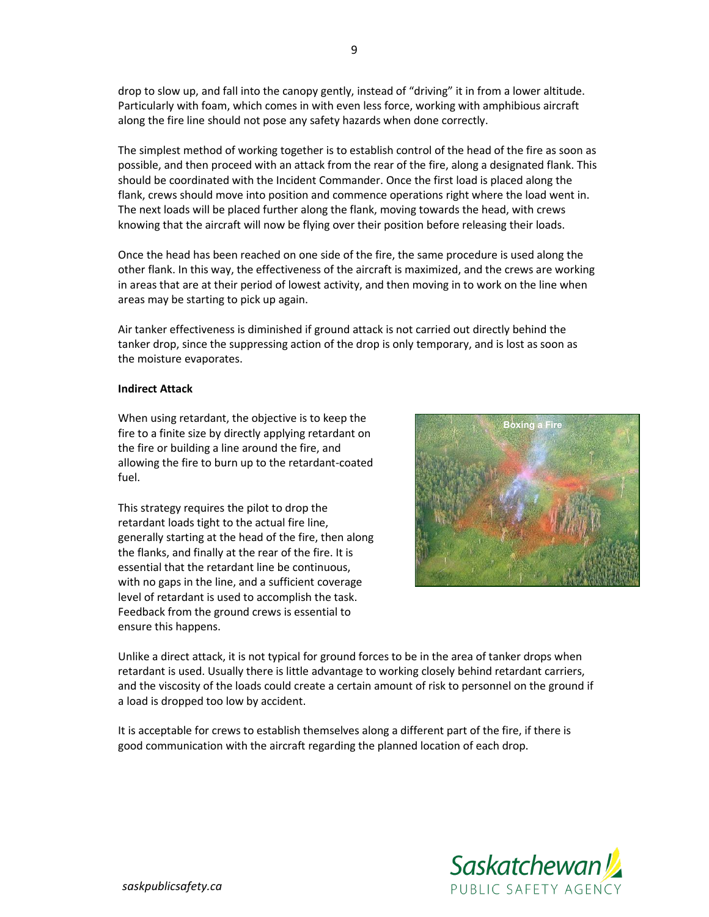drop to slow up, and fall into the canopy gently, instead of "driving" it in from a lower altitude. Particularly with foam, which comes in with even less force, working with amphibious aircraft along the fire line should not pose any safety hazards when done correctly.

The simplest method of working together is to establish control of the head of the fire as soon as possible, and then proceed with an attack from the rear of the fire, along a designated flank. This should be coordinated with the Incident Commander. Once the first load is placed along the flank, crews should move into position and commence operations right where the load went in. The next loads will be placed further along the flank, moving towards the head, with crews knowing that the aircraft will now be flying over their position before releasing their loads.

Once the head has been reached on one side of the fire, the same procedure is used along the other flank. In this way, the effectiveness of the aircraft is maximized, and the crews are working in areas that are at their period of lowest activity, and then moving in to work on the line when areas may be starting to pick up again.

Air tanker effectiveness is diminished if ground attack is not carried out directly behind the tanker drop, since the suppressing action of the drop is only temporary, and is lost as soon as the moisture evaporates.

**Indirect Attack**

When using retardant, the objective is to keep the fire to a finite size by directly applying retardant on the fire or building a line around the fire, and allowing the fire to burn up to the retardant-coated fuel.

This strategy requires the pilot to drop the retardant loads tight to the actual fire line, generally starting at the head of the fire, then along the flanks, and finally at the rear of the fire. It is essential that the retardant line be continuous, with no gaps in the line, and a sufficient coverage level of retardant is used to accomplish the task. Feedback from the ground crews is essential to ensure this happens.

Boxing a Fire

Unlike a direct attack, it is not typical for ground forces to be in the area of tanker drops when retardant is used. Usually there is little advantage to working closely behind retardant carriers, and the viscosity of the loads could create a certain amount of risk to personnel on the ground if a load is dropped too low by accident.

It is acceptable for crews to establish themselves along a different part of the fire, if there is good communication with the aircraft regarding the planned location of each drop.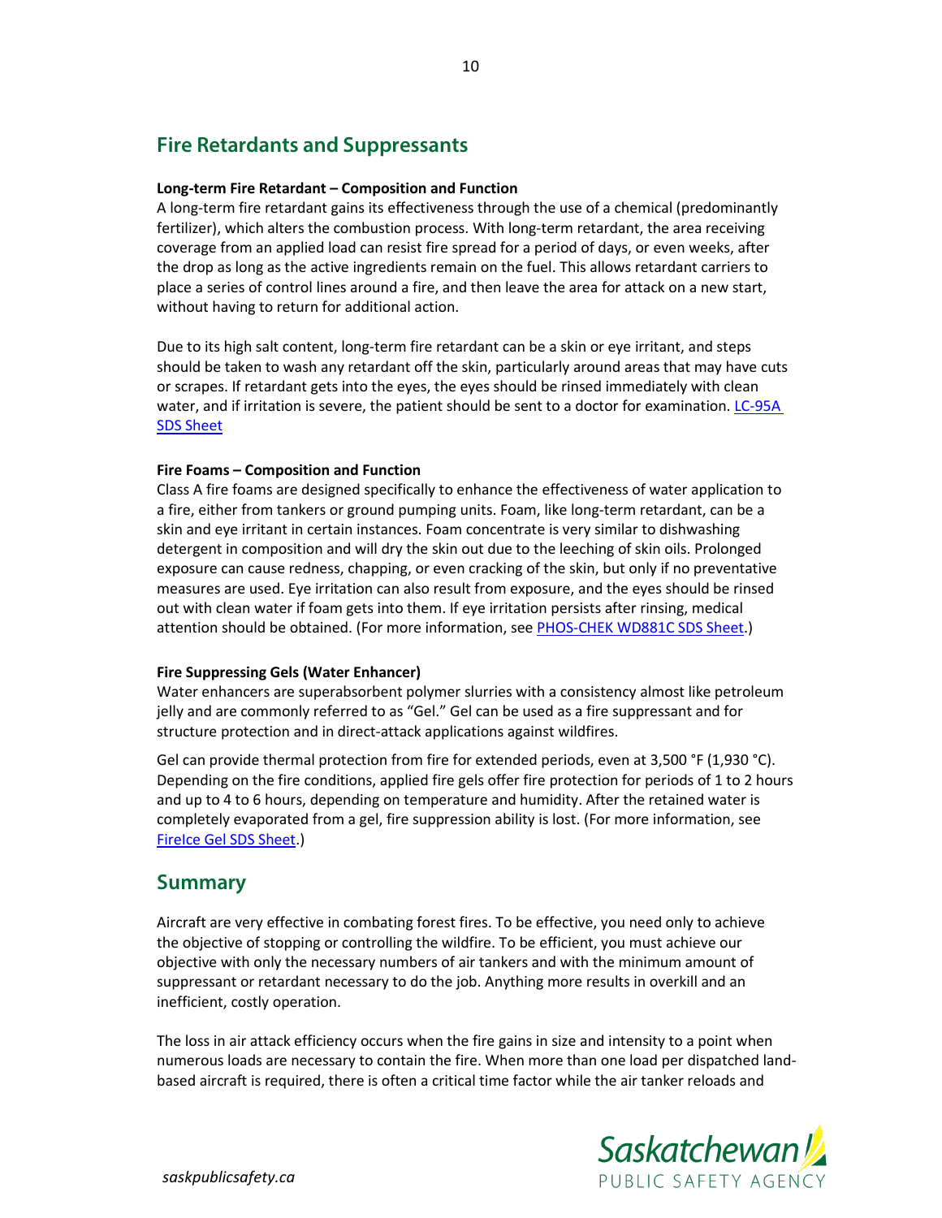## Fire Retardants and Suppressants

**Long-term Fire Retardant – Composition and Function**

A long-term fire retardant gains its effectiveness through the use of a chemical (predominantly fertilizer), which alters the combustion process. With long-term retardant, the area receiving coverage from an applied load can resist fire spread for a period of days, or even weeks, after the drop as long as the active ingredients remain on the fuel. This allows retardant carriers to place a series of control lines around a fire, and then leave the area for attack on a new start, without having to return for additional action.

Due to its high salt content, long-term fire retardant can be a skin or eye irritant, and steps should be taken to wash any retardant off the skin, particularly around areas that may have cuts or scrapes. If retardant gets into the eyes, the eyes should be rinsed immediately with clean water, and if irritation is severe, the patient should be sent to a doctor for examination. LC-95A SDS Sheet

**Fire Foams – Composition and Function**

Class A fire foams are designed specifically to enhance the effectiveness of water application to a fire, either from tankers or ground pumping units. Foam, like long-term retardant, can be a skin and eye irritant in certain instances. Foam concentrate is very similar to dishwashing detergent in composition and will dry the skin out due to the leeching of skin oils. Prolonged exposure can cause redness, chapping, or even cracking of the skin, but only if no preventative measures are used. Eye irritation can also result from exposure, and the eyes should be rinsed out with clean water if foam gets into them. If eye irritation persists after rinsing, medical attention should be obtained. (For more information, see PHOS-CHEK WD881C SDS Sheet.)

**Fire Suppressing Gels (Water Enhancer)**

Water enhancers are superabsorbent polymer slurries with a consistency almost like petroleum jelly and are commonly referred to as "Gel." Gel can be used as a fire suppressant and for structure protection and in direct-attack applications against wildfires.

Gel can provide thermal protection from fire for extended periods, even at 3,500 °F (1,930 °C). Depending on the fire conditions, applied fire gels offer fire protection for periods of 1 to 2 hours and up to 4 to 6 hours, depending on temperature and humidity. After the retained water is completely evaporated from a gel, fire suppression ability is lost. (For more information, see FireIce Gel SDS Sheet.)

## Summary

Aircraft are very effective in combating forest fires. To be effective, you need only to achieve the objective of stopping or controlling the wildfire. To be efficient, you must achieve our objective with only the necessary numbers of air tankers and with the minimum amount of suppressant or retardant necessary to do the job. Anything more results in overkill and an inefficient, costly operation.

The loss in air attack efficiency occurs when the fire gains in size and intensity to a point when numerous loads are necessary to contain the fire. When more than one load per dispatched land-based aircraft is required, there is often a critical time factor while the air tanker reloads and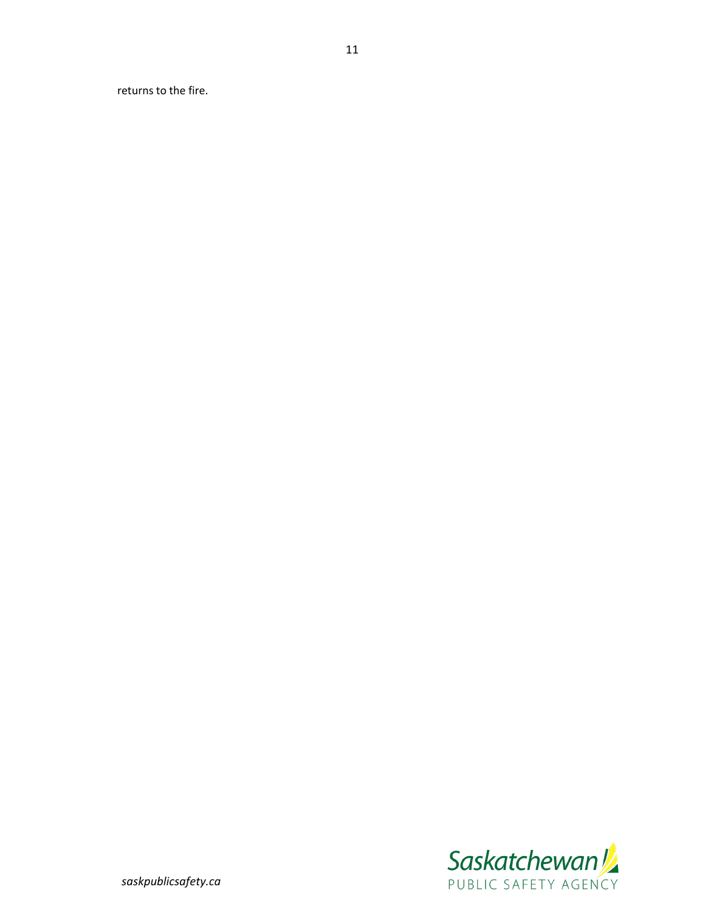returns to the fire.